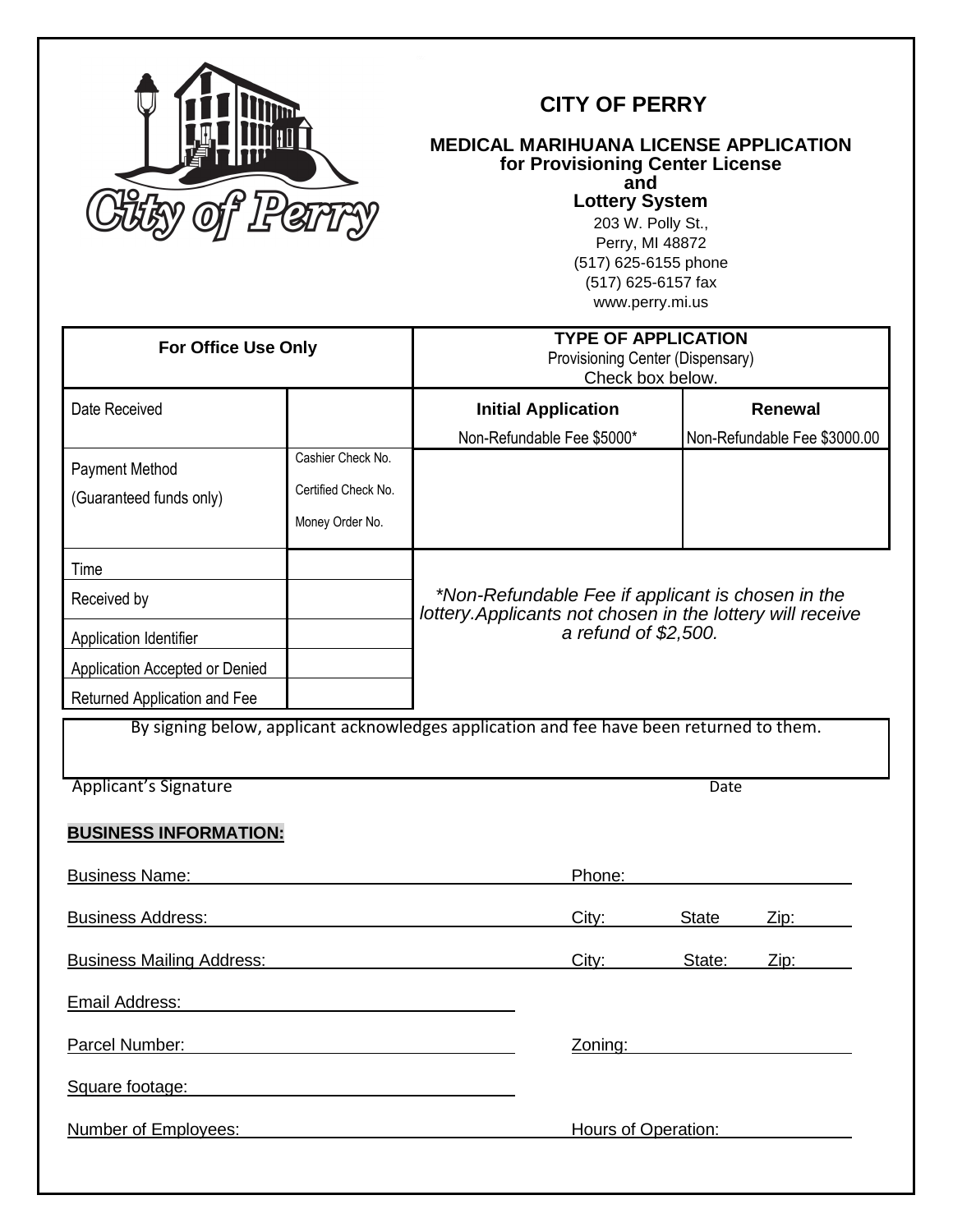# CITY OF PERRY

## MEDICAL MARIHUANA LICENSE APPLICATION for Provisioning Center License and Lottery System

203 W. Polly St.,
Perry, MI 48872
(517) 625-6155 phone
(517) 625-6157 fax
www.perry.mi.us

| For Office Use Only | | TYPE OF APPLICATION<br>Provisioning Center (Dispensary)<br>Check box below. | |
|---|---|---|---|
| Date Received | | **Initial Application**<br>Non-Refundable Fee $5000* | **Renewal**<br>Non-Refundable Fee $3000.00 |
| Payment Method<br>(Guaranteed funds only) | Cashier Check No.<br>Certified Check No.<br>Money Order No. | | |
| Time | | *\*Non-Refundable Fee if applicant is chosen in the lottery.Applicants not chosen in the lottery will receive a refund of $2,500.* | |
| Received by | | | |
| Application Identifier | | | |
| Application Accepted or Denied | | | |
| Returned Application and Fee | | | |

By signing below, applicant acknowledges application and fee have been returned to them.

Applicant's Signature                                        Date

**BUSINESS INFORMATION:**

Business Name: ______________________ Phone: ______________

Business Address: ______________________ City: ______ State ______ Zip: ______

Business Mailing Address: ______________________ City: ______ State: ______ Zip: ______

Email Address: ______________________

Parcel Number: ______________________ Zoning: ______________

Square footage: ______________________

Number of Employees: ______________________ Hours of Operation: ______________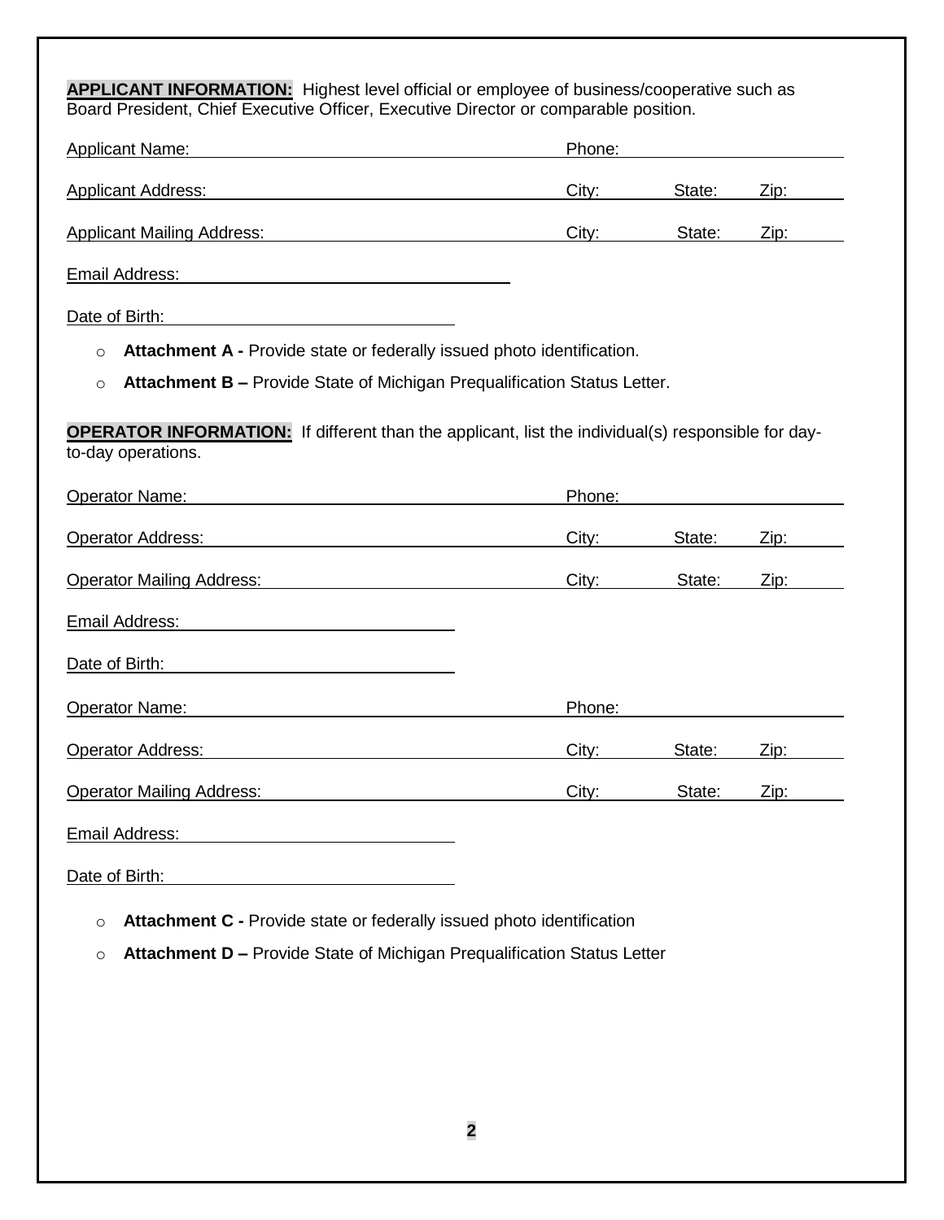**APPLICANT INFORMATION:** Highest level official or employee of business/cooperative such as Board President, Chief Executive Officer, Executive Director or comparable position.

Applicant Name: ____________________ Phone: ____________

Applicant Address: ____________________ City: ______ State: ______ Zip: ______

Applicant Mailing Address: ____________________ City: ______ State: ______ Zip: ______

Email Address: ____________________

Date of Birth: ____________________

- **Attachment A -** Provide state or federally issued photo identification.
- **Attachment B –** Provide State of Michigan Prequalification Status Letter.

**OPERATOR INFORMATION:** If different than the applicant, list the individual(s) responsible for day-to-day operations.

Operator Name: ____________________ Phone: ____________

Operator Address: ____________________ City: ______ State: ______ Zip: ______

Operator Mailing Address: ____________________ City: ______ State: ______ Zip: ______

Email Address: ____________________

Date of Birth: ____________________

Operator Name: ____________________ Phone: ____________

Operator Address: ____________________ City: ______ State: ______ Zip: ______

Operator Mailing Address: ____________________ City: ______ State: ______ Zip: ______

Email Address: ____________________

Date of Birth: ____________________

- **Attachment C -** Provide state or federally issued photo identification
- **Attachment D –** Provide State of Michigan Prequalification Status Letter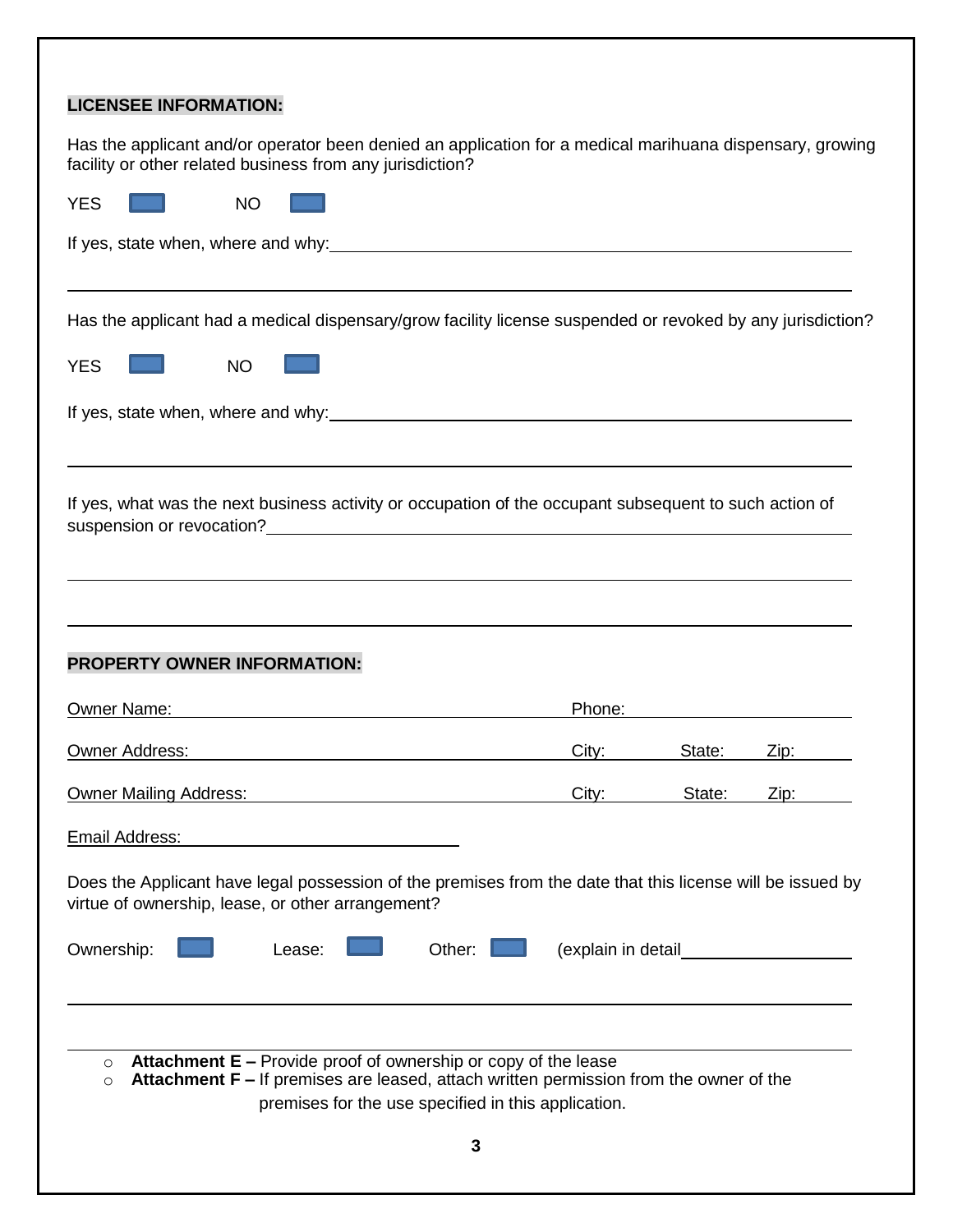**LICENSEE INFORMATION:**

Has the applicant and/or operator been denied an application for a medical marihuana dispensary, growing facility or other related business from any jurisdiction?

YES ☐ NO ☐

If yes, state when, where and why: ____________________

____________________

Has the applicant had a medical dispensary/grow facility license suspended or revoked by any jurisdiction?

YES ☐ NO ☐

If yes, state when, where and why: ____________________

____________________

If yes, what was the next business activity or occupation of the occupant subsequent to such action of suspension or revocation? ____________________

____________________

____________________

**PROPERTY OWNER INFORMATION:**

Owner Name: ____________________ Phone: ____________________

Owner Address: ____________________ City: ________ State: ________ Zip: ________

Owner Mailing Address: ____________________ City: ________ State: ________ Zip: ________

Email Address: ____________________

Does the Applicant have legal possession of the premises from the date that this license will be issued by virtue of ownership, lease, or other arrangement?

Ownership: ☐ Lease: ☐ Other: ☐ (explain in detail ____________________

____________________

____________________

- **Attachment E –** Provide proof of ownership or copy of the lease
- **Attachment F –** If premises are leased, attach written permission from the owner of the premises for the use specified in this application.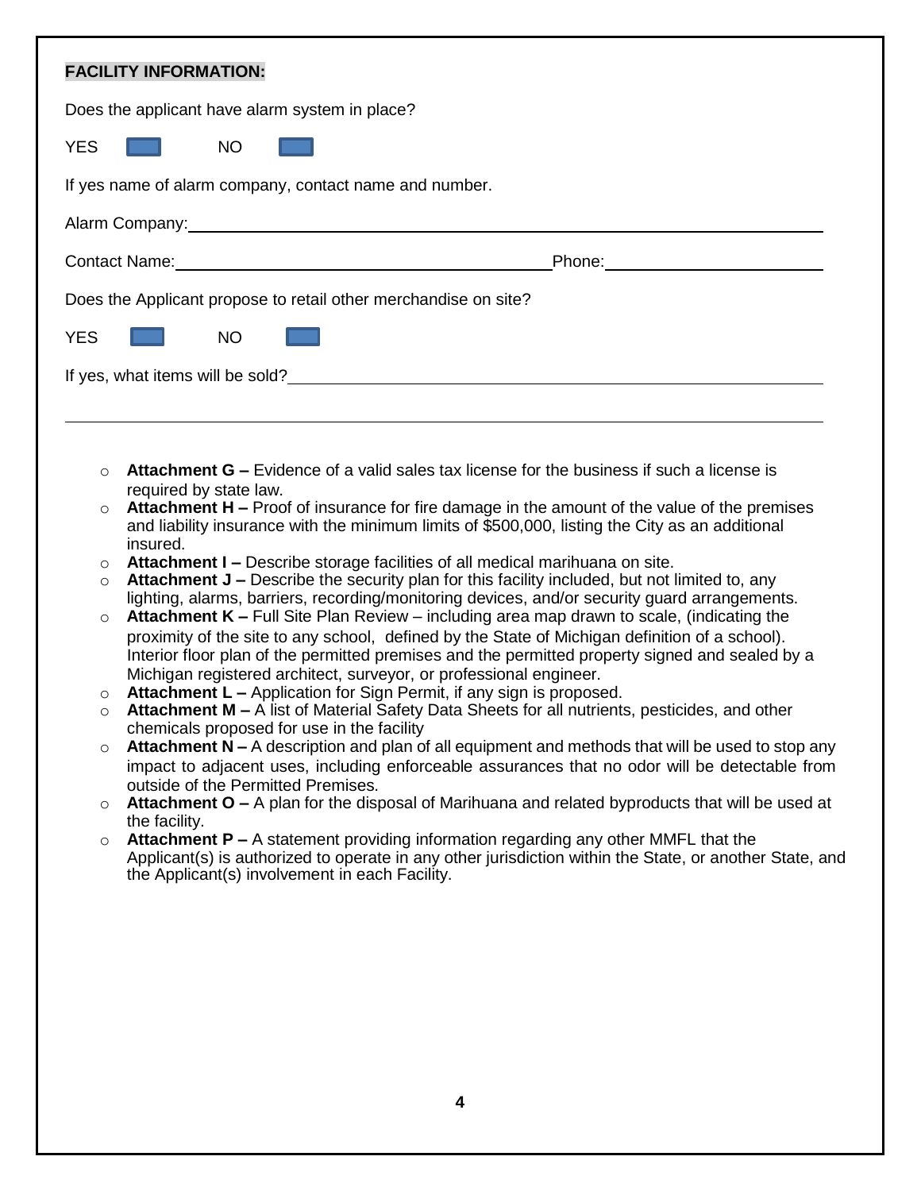**FACILITY INFORMATION:**

Does the applicant have alarm system in place?

YES ☐ NO ☐

If yes name of alarm company, contact name and number.

Alarm Company: ____________________________________________

Contact Name: ______________________________ Phone: ____________________

Does the Applicant propose to retail other merchandise on site?

YES ☐ NO ☐

If yes, what items will be sold? ____________________________________________

____________________________________________

- **Attachment G –** Evidence of a valid sales tax license for the business if such a license is required by state law.
- **Attachment H –** Proof of insurance for fire damage in the amount of the value of the premises and liability insurance with the minimum limits of $500,000, listing the City as an additional insured.
- **Attachment I –** Describe storage facilities of all medical marihuana on site.
- **Attachment J –** Describe the security plan for this facility included, but not limited to, any lighting, alarms, barriers, recording/monitoring devices, and/or security guard arrangements.
- **Attachment K –** Full Site Plan Review – including area map drawn to scale, (indicating the proximity of the site to any school, defined by the State of Michigan definition of a school). Interior floor plan of the permitted premises and the permitted property signed and sealed by a Michigan registered architect, surveyor, or professional engineer.
- **Attachment L –** Application for Sign Permit, if any sign is proposed.
- **Attachment M –** A list of Material Safety Data Sheets for all nutrients, pesticides, and other chemicals proposed for use in the facility
- **Attachment N –** A description and plan of all equipment and methods that will be used to stop any impact to adjacent uses, including enforceable assurances that no odor will be detectable from outside of the Permitted Premises.
- **Attachment O –** A plan for the disposal of Marihuana and related byproducts that will be used at the facility.
- **Attachment P –** A statement providing information regarding any other MMFL that the Applicant(s) is authorized to operate in any other jurisdiction within the State, or another State, and the Applicant(s) involvement in each Facility.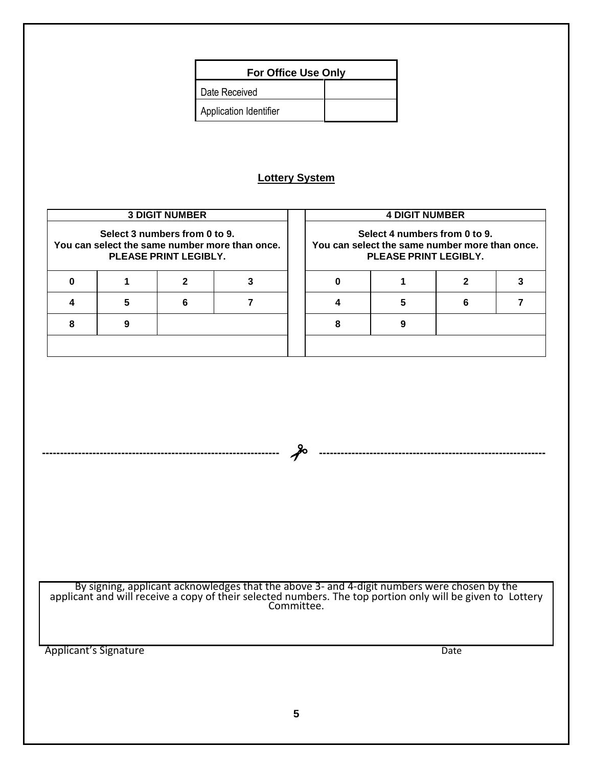| For Office Use Only | |
| --- | --- |
| Date Received | |
| Application Identifier | |

## Lottery System

| 3 DIGIT NUMBER | | | |
| --- | --- | --- | --- |
| Select 3 numbers from 0 to 9.<br>You can select the same number more than once.<br>PLEASE PRINT LEGIBLY. | | | |
| 0 | 1 | 2 | 3 |
| 4 | 5 | 6 | 7 |
| 8 | 9 | | |
| | | | |

| 4 DIGIT NUMBER | | | |
| --- | --- | --- | --- |
| Select 4 numbers from 0 to 9.<br>You can select the same number more than once.<br>PLEASE PRINT LEGIBLY. | | | |
| 0 | 1 | 2 | 3 |
| 4 | 5 | 6 | 7 |
| 8 | 9 | | |
| | | | |

--------------------------------------------------------------- ✂ ---------------------------------------------------------------

By signing, applicant acknowledges that the above 3- and 4-digit numbers were chosen by the applicant and will receive a copy of their selected numbers. The top portion only will be given to Lottery Committee.

Applicant's Signature Date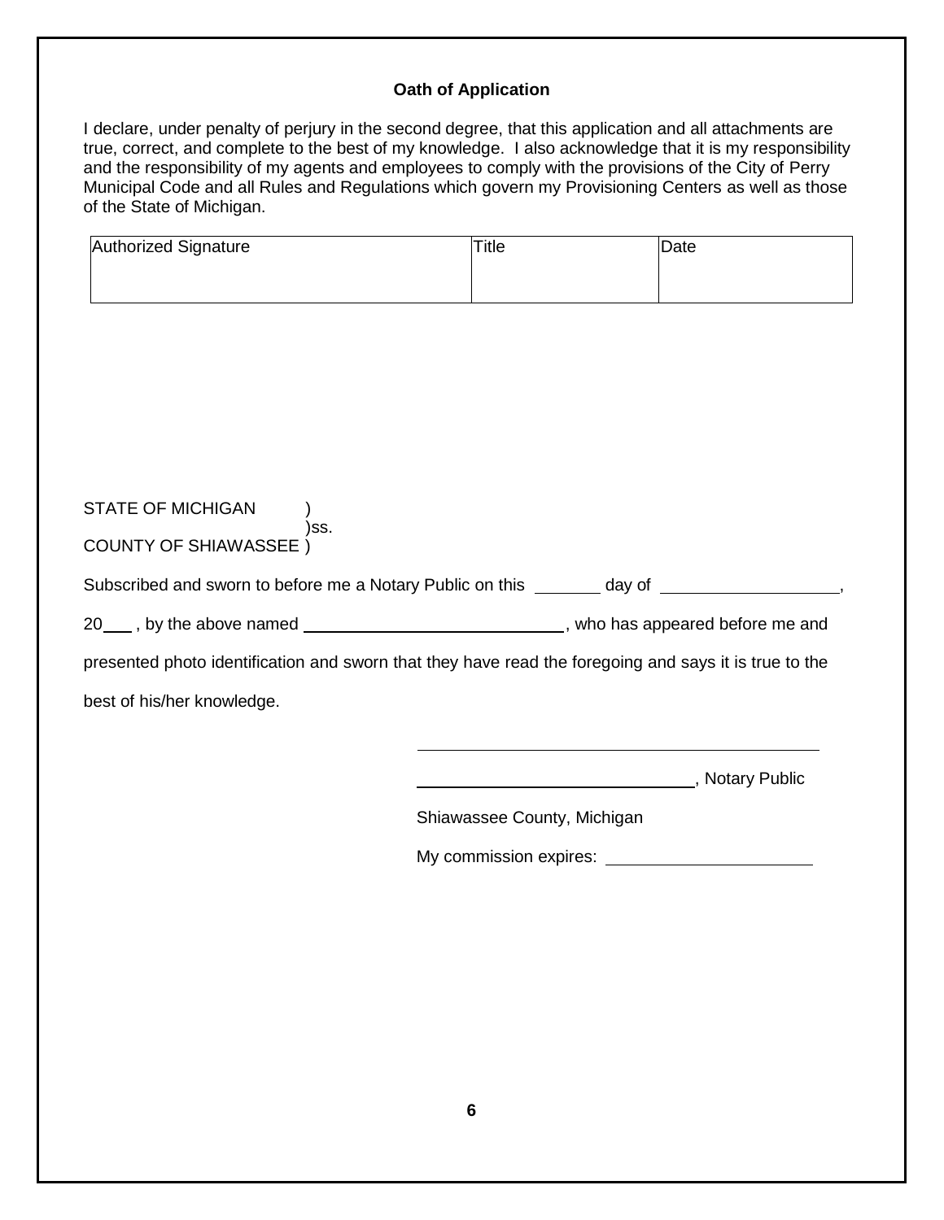**Oath of Application**

I declare, under penalty of perjury in the second degree, that this application and all attachments are true, correct, and complete to the best of my knowledge. I also acknowledge that it is my responsibility and the responsibility of my agents and employees to comply with the provisions of the City of Perry Municipal Code and all Rules and Regulations which govern my Provisioning Centers as well as those of the State of Michigan.

| Authorized Signature | Title | Date |
|---|---|---|
| | | |

STATE OF MICHIGAN )
)ss.
COUNTY OF SHIAWASSEE )

Subscribed and sworn to before me a Notary Public on this ______ day of ________________,

20___ , by the above named __________________________, who has appeared before me and presented photo identification and sworn that they have read the foregoing and says it is true to the best of his/her knowledge.

______________________________________

__________________________, Notary Public

Shiawassee County, Michigan

My commission expires: ____________________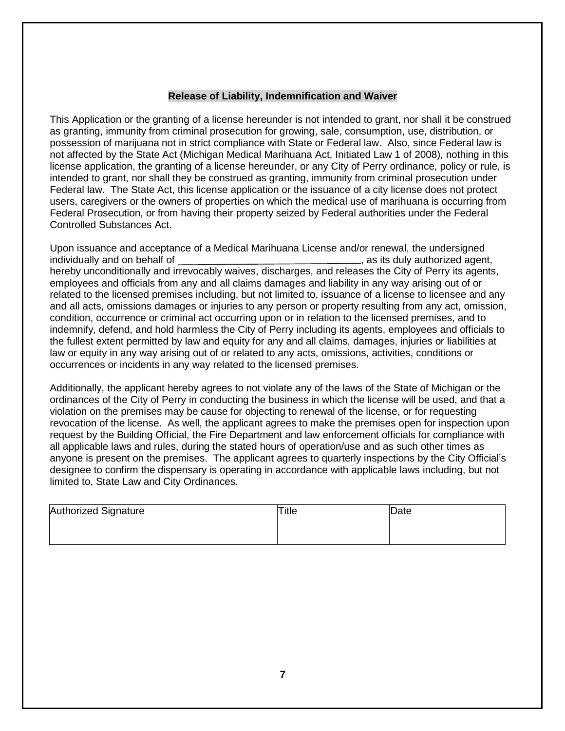**Release of Liability, Indemnification and Waiver**

This Application or the granting of a license hereunder is not intended to grant, nor shall it be construed as granting, immunity from criminal prosecution for growing, sale, consumption, use, distribution, or possession of marijuana not in strict compliance with State or Federal law. Also, since Federal law is not affected by the State Act (Michigan Medical Marihuana Act, Initiated Law 1 of 2008), nothing in this license application, the granting of a license hereunder, or any City of Perry ordinance, policy or rule, is intended to grant, nor shall they be construed as granting, immunity from criminal prosecution under Federal law. The State Act, this license application or the issuance of a city license does not protect users, caregivers or the owners of properties on which the medical use of marihuana is occurring from Federal Prosecution, or from having their property seized by Federal authorities under the Federal Controlled Substances Act.

Upon issuance and acceptance of a Medical Marihuana License and/or renewal, the undersigned individually and on behalf of ________________________________, as its duly authorized agent, hereby unconditionally and irrevocably waives, discharges, and releases the City of Perry its agents, employees and officials from any and all claims damages and liability in any way arising out of or related to the licensed premises including, but not limited to, issuance of a license to licensee and any and all acts, omissions damages or injuries to any person or property resulting from any act, omission, condition, occurrence or criminal act occurring upon or in relation to the licensed premises, and to indemnify, defend, and hold harmless the City of Perry including its agents, employees and officials to the fullest extent permitted by law and equity for any and all claims, damages, injuries or liabilities at law or equity in any way arising out of or related to any acts, omissions, activities, conditions or occurrences or incidents in any way related to the licensed premises.

Additionally, the applicant hereby agrees to not violate any of the laws of the State of Michigan or the ordinances of the City of Perry in conducting the business in which the license will be used, and that a violation on the premises may be cause for objecting to renewal of the license, or for requesting revocation of the license. As well, the applicant agrees to make the premises open for inspection upon request by the Building Official, the Fire Department and law enforcement officials for compliance with all applicable laws and rules, during the stated hours of operation/use and as such other times as anyone is present on the premises. The applicant agrees to quarterly inspections by the City Official's designee to confirm the dispensary is operating in accordance with applicable laws including, but not limited to, State Law and City Ordinances.

| Authorized Signature | Title | Date |
|---|---|---|
| | | |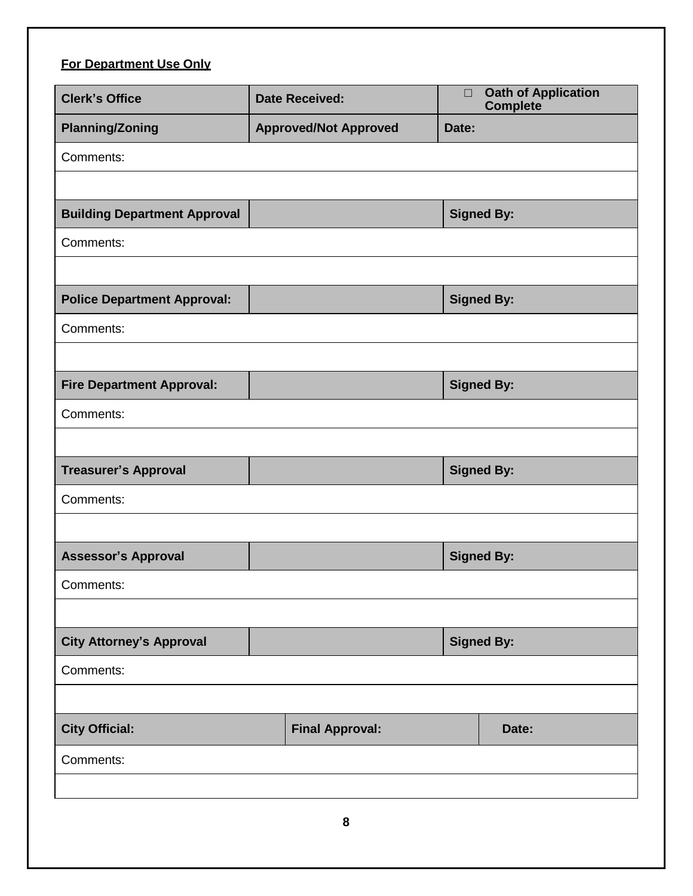**For Department Use Only**

| | | |
|---|---|---|
| **Clerk's Office** | **Date Received:** | ☐ **Oath of Application Complete** |
| **Planning/Zoning** | **Approved/Not Approved** | **Date:** |
| Comments: | | |
| | | |
| **Building Department Approval** | | **Signed By:** |
| Comments: | | |
| | | |
| **Police Department Approval:** | | **Signed By:** |
| Comments: | | |
| | | |
| **Fire Department Approval:** | | **Signed By:** |
| Comments: | | |
| | | |
| **Treasurer's Approval** | | **Signed By:** |
| Comments: | | |
| | | |
| **Assessor's Approval** | | **Signed By:** |
| Comments: | | |
| | | |
| **City Attorney's Approval** | | **Signed By:** |
| Comments: | | |
| | | |
| **City Official:** | **Final Approval:** | **Date:** |
| Comments: | | |
| | | |